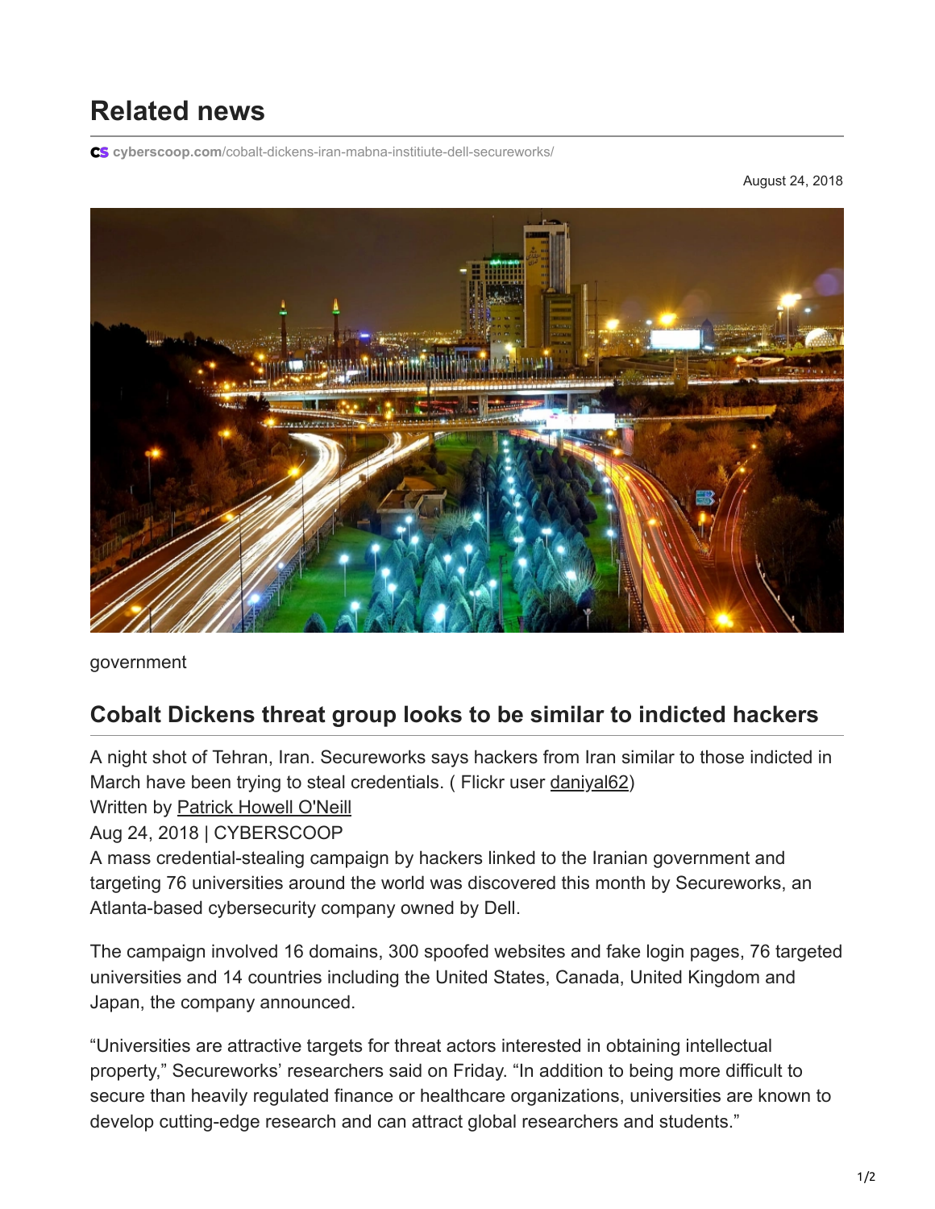## Related news

cyberscoop.com/cobalt-dickens-iran-mabna-institiute-dell-secureworks/

August 24, 2018

government

## Cobalt Dickens threat group looks to be similar to indicted hackers

A night shot of Tehran, Iran. Secureworks says hackers from Iran similar to those indicted in March have been trying to steal credentials. ( Flickr user daniyal62)

Written by Patrick Howell O'Neill

Aug 24, 2018 | CYBERSCOOP

A mass credential-stealing campaign by hackers linked to the Iranian government and targeting 76 universities around the world was discovered this month by Secureworks, an Atlanta-based cybersecurity company owned by Dell.

The campaign involved 16 domains, 300 spoofed websites and fake login pages, 76 targeted universities and 14 countries including the United States, Canada, United Kingdom and Japan, the company announced.

"Universities are attractive targets for threat actors interested in obtaining intellectual property," Secureworks' researchers said on Friday. "In addition to being more difficult to secure than heavily regulated finance or healthcare organizations, universities are known to develop cutting-edge research and can attract global researchers and students."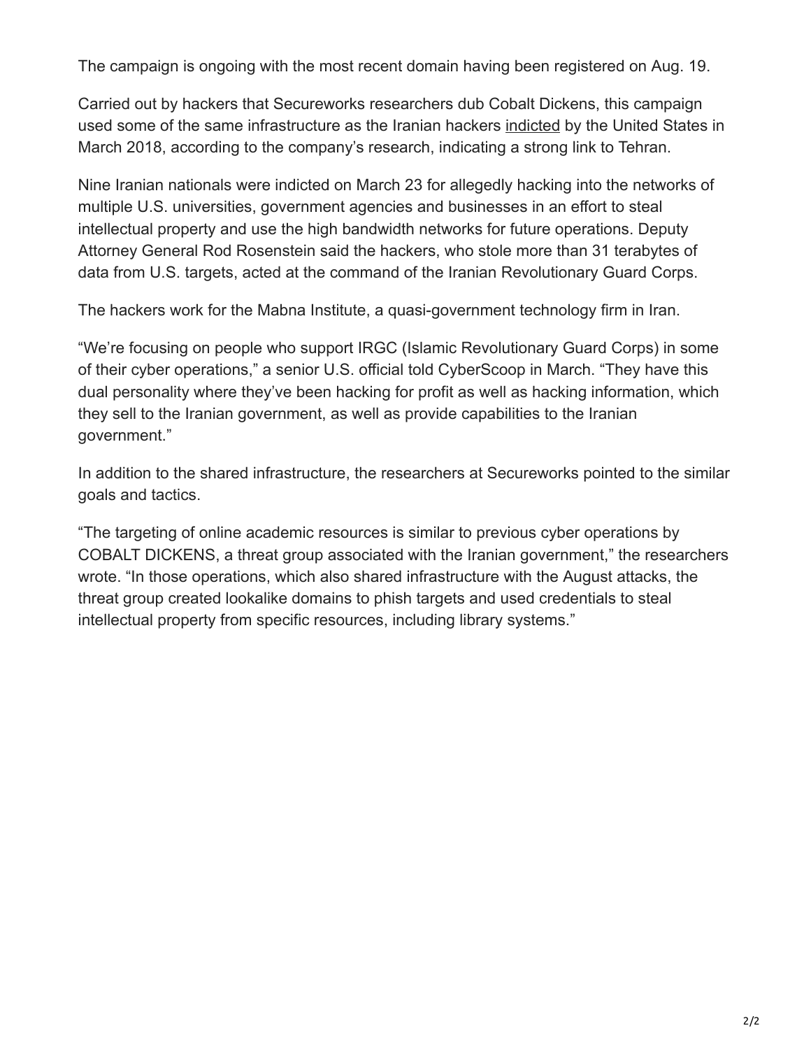The campaign is ongoing with the most recent domain having been registered on Aug. 19.

Carried out by hackers that Secureworks researchers dub Cobalt Dickens, this campaign used some of the same infrastructure as the Iranian hackers indicted by the United States in March 2018, according to the company's research, indicating a strong link to Tehran.

Nine Iranian nationals were indicted on March 23 for allegedly hacking into the networks of multiple U.S. universities, government agencies and businesses in an effort to steal intellectual property and use the high bandwidth networks for future operations. Deputy Attorney General Rod Rosenstein said the hackers, who stole more than 31 terabytes of data from U.S. targets, acted at the command of the Iranian Revolutionary Guard Corps.

The hackers work for the Mabna Institute, a quasi-government technology firm in Iran.

"We're focusing on people who support IRGC (Islamic Revolutionary Guard Corps) in some of their cyber operations," a senior U.S. official told CyberScoop in March. "They have this dual personality where they've been hacking for profit as well as hacking information, which they sell to the Iranian government, as well as provide capabilities to the Iranian government."

In addition to the shared infrastructure, the researchers at Secureworks pointed to the similar goals and tactics.

"The targeting of online academic resources is similar to previous cyber operations by COBALT DICKENS, a threat group associated with the Iranian government," the researchers wrote. "In those operations, which also shared infrastructure with the August attacks, the threat group created lookalike domains to phish targets and used credentials to steal intellectual property from specific resources, including library systems."